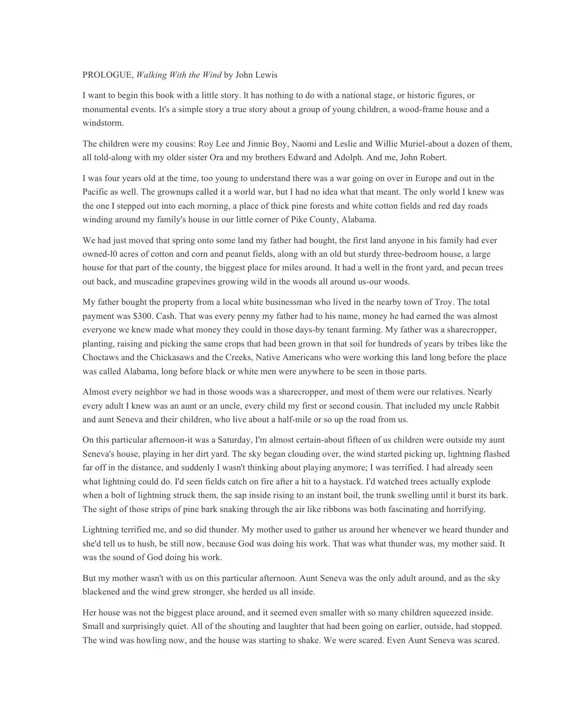PROLOGUE, *Walking With the Wind* by John Lewis

I want to begin this book with a little story. lt has nothing to do with a national stage, or historic figures, or monumental events. It's a simple story a true story about a group of young children, a wood-frame house and a windstorm.

The children were my cousins: Roy Lee and Jinnie Boy, Naomi and Leslie and Willie Muriel-about a dozen of them, all told-along with my older sister Ora and my brothers Edward and Adolph. And me, John Robert.

I was four years old at the time, too young to understand there was a war going on over in Europe and out in the Pacific as well. The grownups called it a world war, but I had no idea what that meant. The only world I knew was the one I stepped out into each morning, a place of thick pine forests and white cotton fields and red day roads winding around my family's house in our little corner of Pike County, Alabama.

We had just moved that spring onto some land my father had bought, the first land anyone in his family had ever owned-l0 acres of cotton and corn and peanut fields, along with an old but sturdy three-bedroom house, a large house for that part of the county, the biggest place for miles around. It had a well in the front yard, and pecan trees out back, and muscadine grapevines growing wild in the woods all around us-our woods.

My father bought the property from a local white businessman who lived in the nearby town of Troy. The total payment was $300. Cash. That was every penny my father had to his name, money he had earned the was almost everyone we knew made what money they could in those days-by tenant farming. My father was a sharecropper, planting, raising and picking the same crops that had been grown in that soil for hundreds of years by tribes like the Choctaws and the Chickasaws and the Creeks, Native Americans who were working this land long before the place was called Alabama, long before black or white men were anywhere to be seen in those parts.

Almost every neighbor we had in those woods was a sharecropper, and most of them were our relatives. Nearly every adult I knew was an aunt or an uncle, every child my first or second cousin. That included my uncle Rabbit and aunt Seneva and their children, who live about a half-mile or so up the road from us.

On this particular afternoon-it was a Saturday, I'm almost certain-about fifteen of us children were outside my aunt Seneva's house, playing in her dirt yard. The sky began clouding over, the wind started picking up, lightning flashed far off in the distance, and suddenly I wasn't thinking about playing anymore; I was terrified. I had already seen what lightning could do. I'd seen fields catch on fire after a hit to a haystack. I'd watched trees actually explode when a bolt of lightning struck them, the sap inside rising to an instant boil, the trunk swelling until it burst its bark. The sight of those strips of pine bark snaking through the air like ribbons was both fascinating and horrifying.

Lightning terrified me, and so did thunder. My mother used to gather us around her whenever we heard thunder and she'd tell us to hush, be still now, because God was doing his work. That was what thunder was, my mother said. It was the sound of God doing his work.

But my mother wasn't with us on this particular afternoon. Aunt Seneva was the only adult around, and as the sky blackened and the wind grew stronger, she herded us all inside.

Her house was not the biggest place around, and it seemed even smaller with so many children squeezed inside. Small and surprisingly quiet. All of the shouting and laughter that had been going on earlier, outside, had stopped. The wind was howling now, and the house was starting to shake. We were scared. Even Aunt Seneva was scared.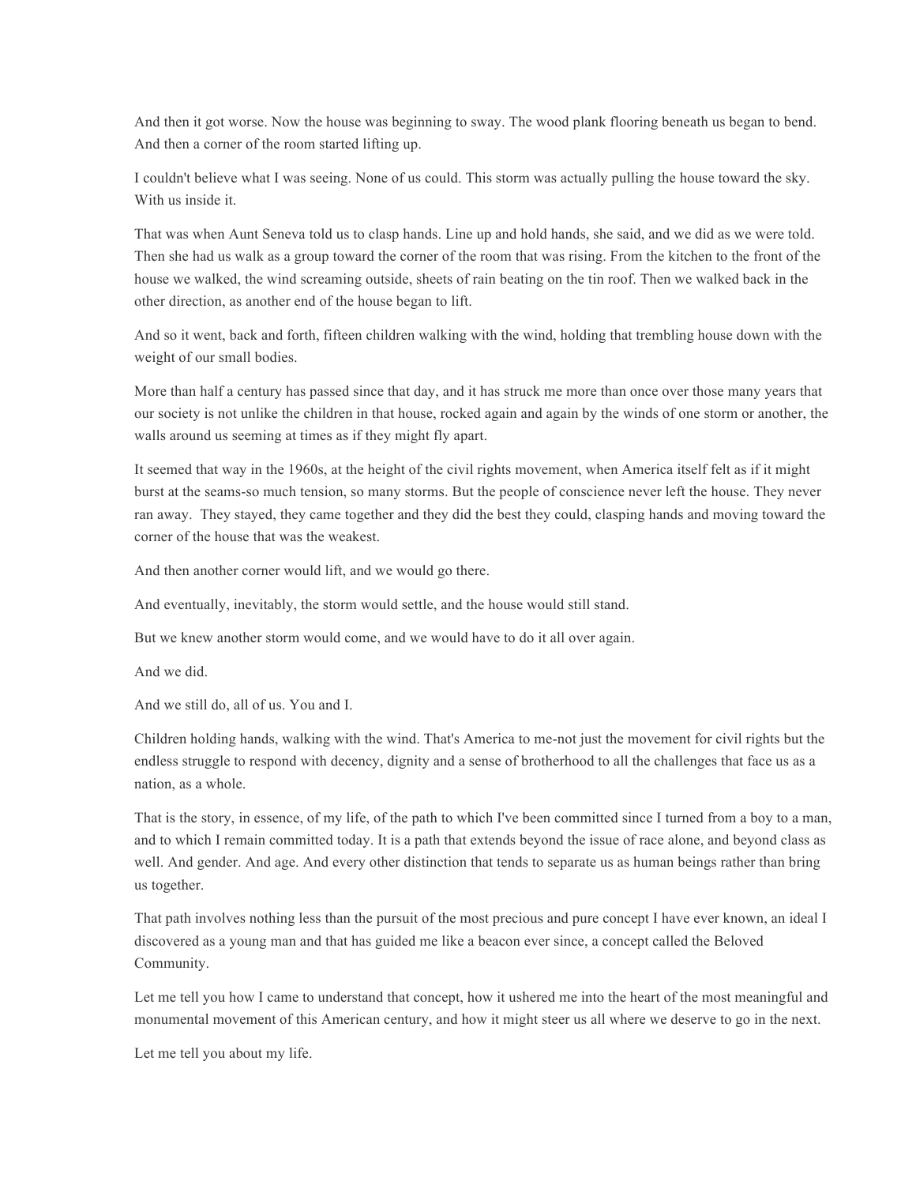And then it got worse. Now the house was beginning to sway. The wood plank flooring beneath us began to bend. And then a corner of the room started lifting up.

I couldn't believe what I was seeing. None of us could. This storm was actually pulling the house toward the sky. With us inside it.

That was when Aunt Seneva told us to clasp hands. Line up and hold hands, she said, and we did as we were told. Then she had us walk as a group toward the corner of the room that was rising. From the kitchen to the front of the house we walked, the wind screaming outside, sheets of rain beating on the tin roof. Then we walked back in the other direction, as another end of the house began to lift.

And so it went, back and forth, fifteen children walking with the wind, holding that trembling house down with the weight of our small bodies.

More than half a century has passed since that day, and it has struck me more than once over those many years that our society is not unlike the children in that house, rocked again and again by the winds of one storm or another, the walls around us seeming at times as if they might fly apart.

It seemed that way in the 1960s, at the height of the civil rights movement, when America itself felt as if it might burst at the seams-so much tension, so many storms. But the people of conscience never left the house. They never ran away. They stayed, they came together and they did the best they could, clasping hands and moving toward the corner of the house that was the weakest.

And then another corner would lift, and we would go there.

And eventually, inevitably, the storm would settle, and the house would still stand.

But we knew another storm would come, and we would have to do it all over again.

And we did.

And we still do, all of us. You and I.

Children holding hands, walking with the wind. That's America to me-not just the movement for civil rights but the endless struggle to respond with decency, dignity and a sense of brotherhood to all the challenges that face us as a nation, as a whole.

That is the story, in essence, of my life, of the path to which I've been committed since I turned from a boy to a man, and to which I remain committed today. It is a path that extends beyond the issue of race alone, and beyond class as well. And gender. And age. And every other distinction that tends to separate us as human beings rather than bring us together.

That path involves nothing less than the pursuit of the most precious and pure concept I have ever known, an ideal I discovered as a young man and that has guided me like a beacon ever since, a concept called the Beloved Community.

Let me tell you how I came to understand that concept, how it ushered me into the heart of the most meaningful and monumental movement of this American century, and how it might steer us all where we deserve to go in the next.

Let me tell you about my life.